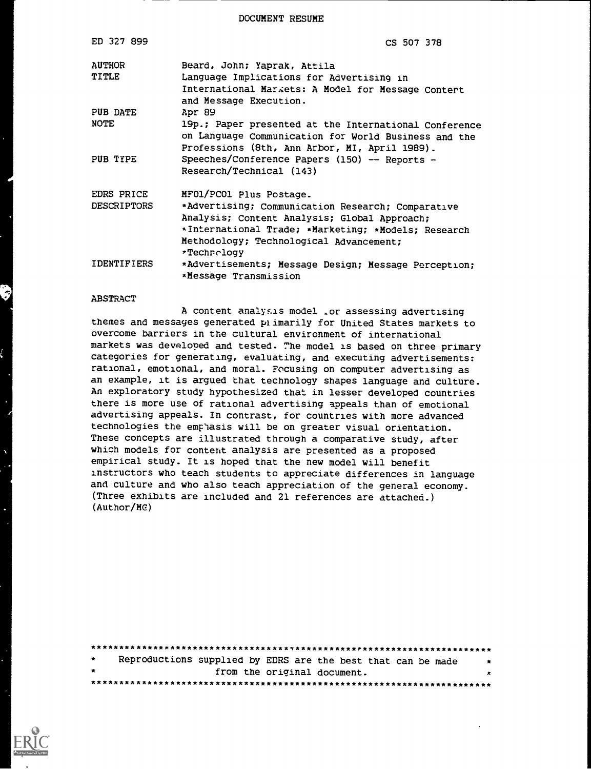DOCUMENT RESUME

| | |
|---|---|
| ED 327 899 | CS 507 378 |
| AUTHOR | Beard, John; Yaprak, Attila |
| TITLE | Language Implications for Advertising in International Markets: A Model for Message Content and Message Execution. |
| PUB DATE | Apr 89 |
| NOTE | 19p.; Paper presented at the International Conference on Language Communication for World Business and the Professions (8th, Ann Arbor, MI, April 1989). |
| PUB TYPE | Speeches/Conference Papers (150) -- Reports - Research/Technical (143) |
| EDRS PRICE | MF01/PC01 Plus Postage. |
| DESCRIPTORS | *Advertising; Communication Research; Comparative Analysis; Content Analysis; Global Approach; *International Trade; *Marketing; *Models; Research Methodology; Technological Advancement; *Technology |
| IDENTIFIERS | *Advertisements; Message Design; Message Perception; *Message Transmission |

ABSTRACT

A content analysis model for assessing advertising themes and messages generated primarily for United States markets to overcome barriers in the cultural environment of international markets was developed and tested. The model is based on three primary categories for generating, evaluating, and executing advertisements: rational, emotional, and moral. Focusing on computer advertising as an example, it is argued that technology shapes language and culture. An exploratory study hypothesized that in lesser developed countries there is more use of rational advertising appeals than of emotional advertising appeals. In contrast, for countries with more advanced technologies the emphasis will be on greater visual orientation. These concepts are illustrated through a comparative study, after which models for content analysis are presented as a proposed empirical study. It is hoped that the new model will benefit instructors who teach students to appreciate differences in language and culture and who also teach appreciation of the general economy. (Three exhibits are included and 21 references are attached.) (Author/MG)

***********************************************************************
* Reproductions supplied by EDRS are the best that can be made *
* from the original document. *
***********************************************************************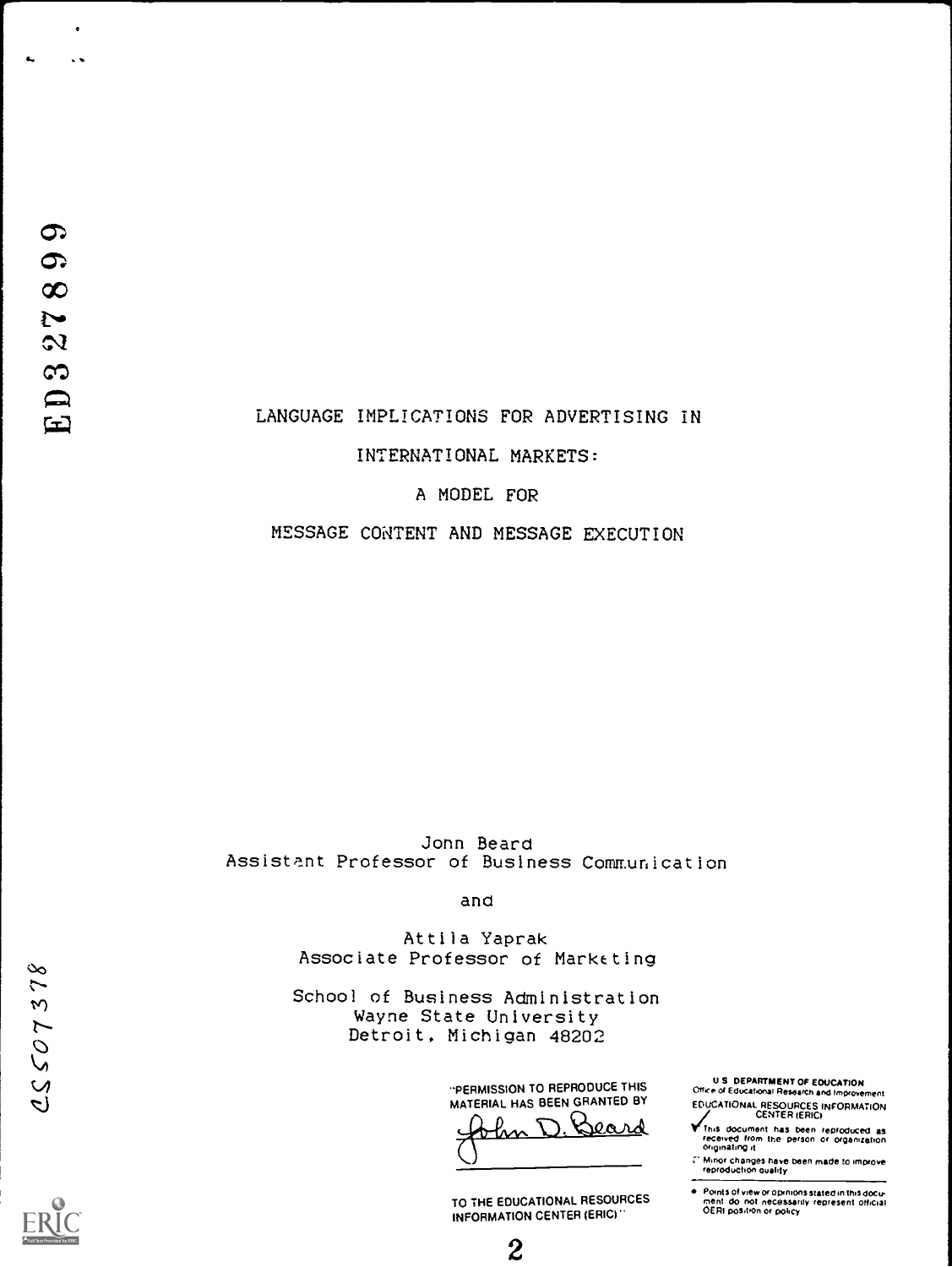ED327899

# LANGUAGE IMPLICATIONS FOR ADVERTISING IN INTERNATIONAL MARKETS: A MODEL FOR MESSAGE CONTENT AND MESSAGE EXECUTION

Jonn Beard
Assistant Professor of Business Communication

and

Attila Yaprak
Associate Professor of Marketing

School of Business Administration
Wayne State University
Detroit, Michigan 48202

CS507378

"PERMISSION TO REPRODUCE THIS MATERIAL HAS BEEN GRANTED BY

John D. Beard

TO THE EDUCATIONAL RESOURCES INFORMATION CENTER (ERIC)"

U.S. DEPARTMENT OF EDUCATION
Office of Educational Research and Improvement
EDUCATIONAL RESOURCES INFORMATION CENTER (ERIC)

- ✓ This document has been reproduced as received from the person or organization originating it
- Minor changes have been made to improve reproduction quality
- Points of view or opinions stated in this document do not necessarily represent official OERI position or policy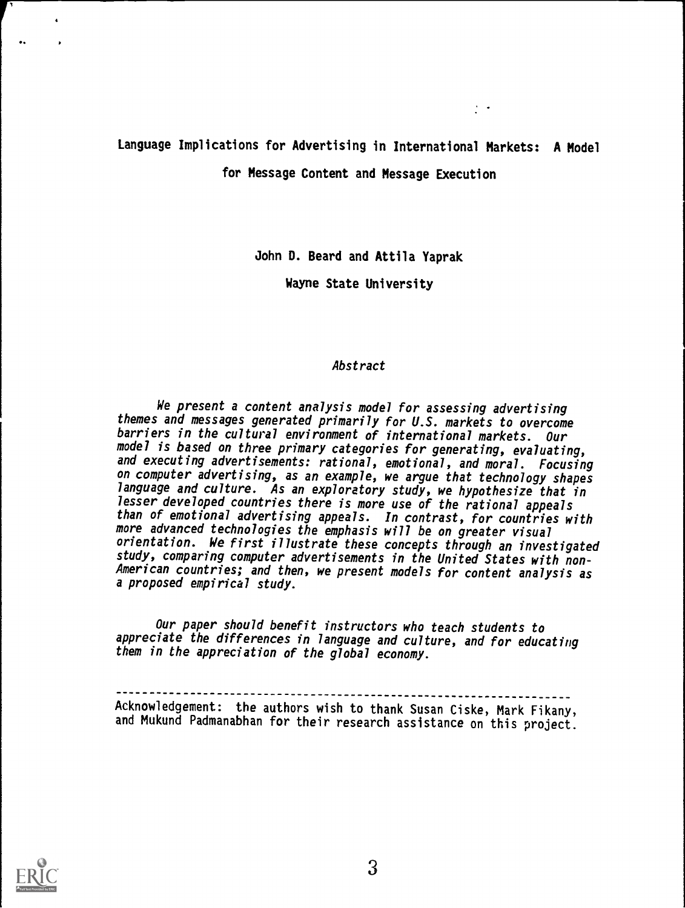# Language Implications for Advertising in International Markets: A Model for Message Content and Message Execution

John D. Beard and Attila Yaprak

Wayne State University

*Abstract*

*We present a content analysis model for assessing advertising themes and messages generated primarily for U.S. markets to overcome barriers in the cultural environment of international markets. Our model is based on three primary categories for generating, evaluating, and executing advertisements: rational, emotional, and moral. Focusing on computer advertising, as an example, we argue that technology shapes language and culture. As an exploratory study, we hypothesize that in lesser developed countries there is more use of the rational appeals than of emotional advertising appeals. In contrast, for countries with more advanced technologies the emphasis will be on greater visual orientation. We first illustrate these concepts through an investigated study, comparing computer advertisements in the United States with non-American countries; and then, we present models for content analysis as a proposed empirical study.*

*Our paper should benefit instructors who teach students to appreciate the differences in language and culture, and for educating them in the appreciation of the global economy.*

---

Acknowledgement: the authors wish to thank Susan Ciske, Mark Fikany, and Mukund Padmanabhan for their research assistance on this project.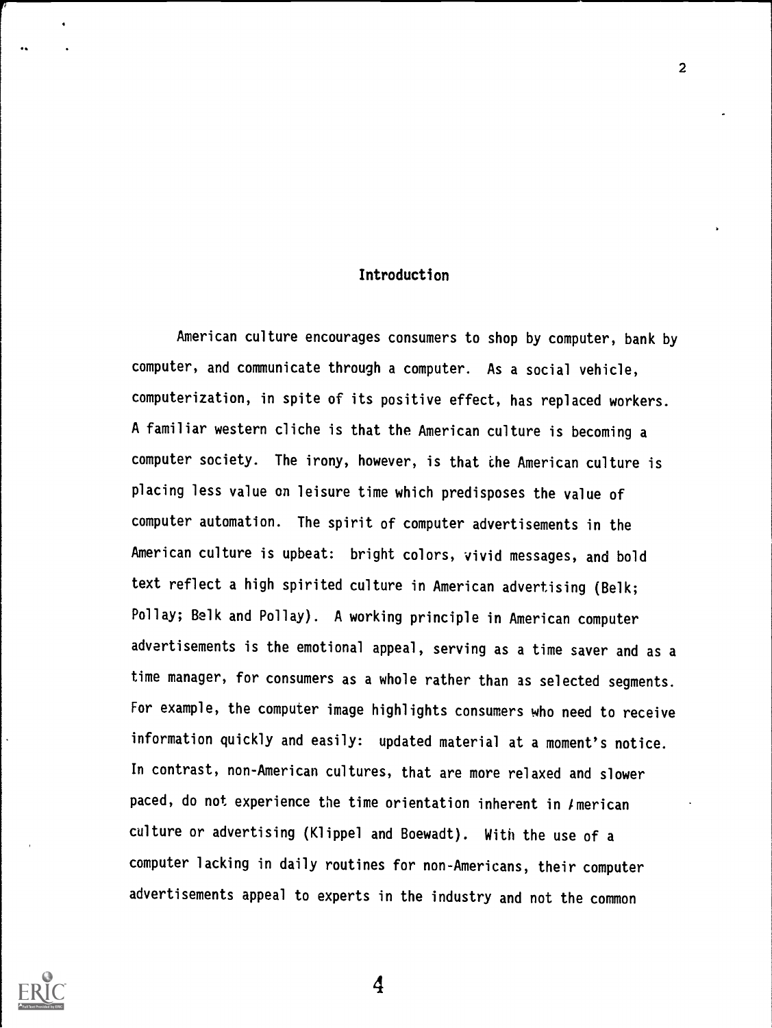## Introduction

American culture encourages consumers to shop by computer, bank by computer, and communicate through a computer. As a social vehicle, computerization, in spite of its positive effect, has replaced workers. A familiar western cliche is that the American culture is becoming a computer society. The irony, however, is that the American culture is placing less value on leisure time which predisposes the value of computer automation. The spirit of computer advertisements in the American culture is upbeat: bright colors, vivid messages, and bold text reflect a high spirited culture in American advertising (Belk; Pollay; Belk and Pollay). A working principle in American computer advertisements is the emotional appeal, serving as a time saver and as a time manager, for consumers as a whole rather than as selected segments. For example, the computer image highlights consumers who need to receive information quickly and easily: updated material at a moment's notice. In contrast, non-American cultures, that are more relaxed and slower paced, do not experience the time orientation inherent in American culture or advertising (Klippel and Boewadt). With the use of a computer lacking in daily routines for non-Americans, their computer advertisements appeal to experts in the industry and not the common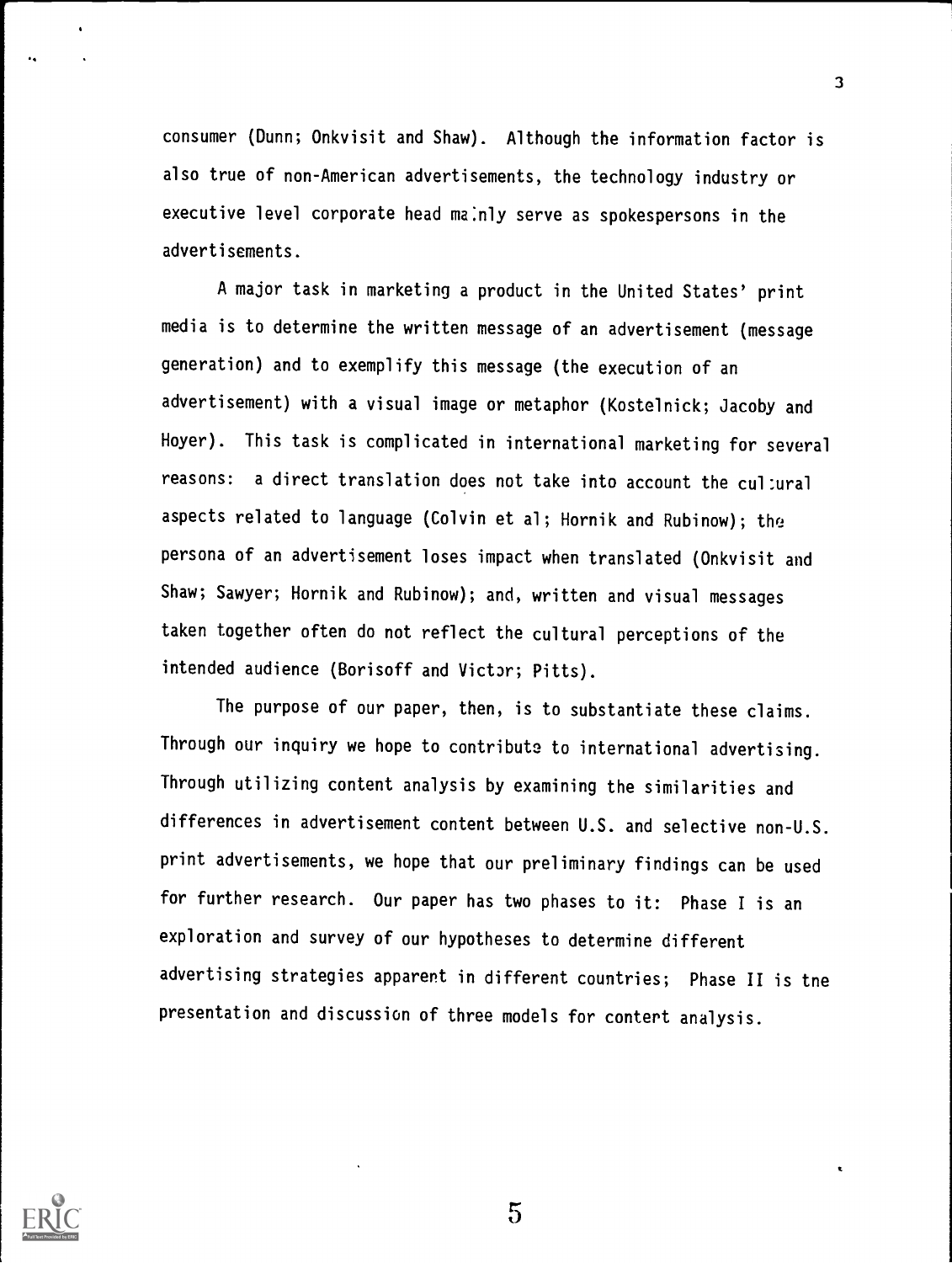consumer (Dunn; Onkvisit and Shaw). Although the information factor is also true of non-American advertisements, the technology industry or executive level corporate head mainly serve as spokespersons in the advertisements.

A major task in marketing a product in the United States' print media is to determine the written message of an advertisement (message generation) and to exemplify this message (the execution of an advertisement) with a visual image or metaphor (Kostelnick; Jacoby and Hoyer). This task is complicated in international marketing for several reasons: a direct translation does not take into account the cultural aspects related to language (Colvin et al; Hornik and Rubinow); the persona of an advertisement loses impact when translated (Onkvisit and Shaw; Sawyer; Hornik and Rubinow); and, written and visual messages taken together often do not reflect the cultural perceptions of the intended audience (Borisoff and Victor; Pitts).

The purpose of our paper, then, is to substantiate these claims. Through our inquiry we hope to contribute to international advertising. Through utilizing content analysis by examining the similarities and differences in advertisement content between U.S. and selective non-U.S. print advertisements, we hope that our preliminary findings can be used for further research. Our paper has two phases to it: Phase I is an exploration and survey of our hypotheses to determine different advertising strategies apparent in different countries; Phase II is the presentation and discussion of three models for content analysis.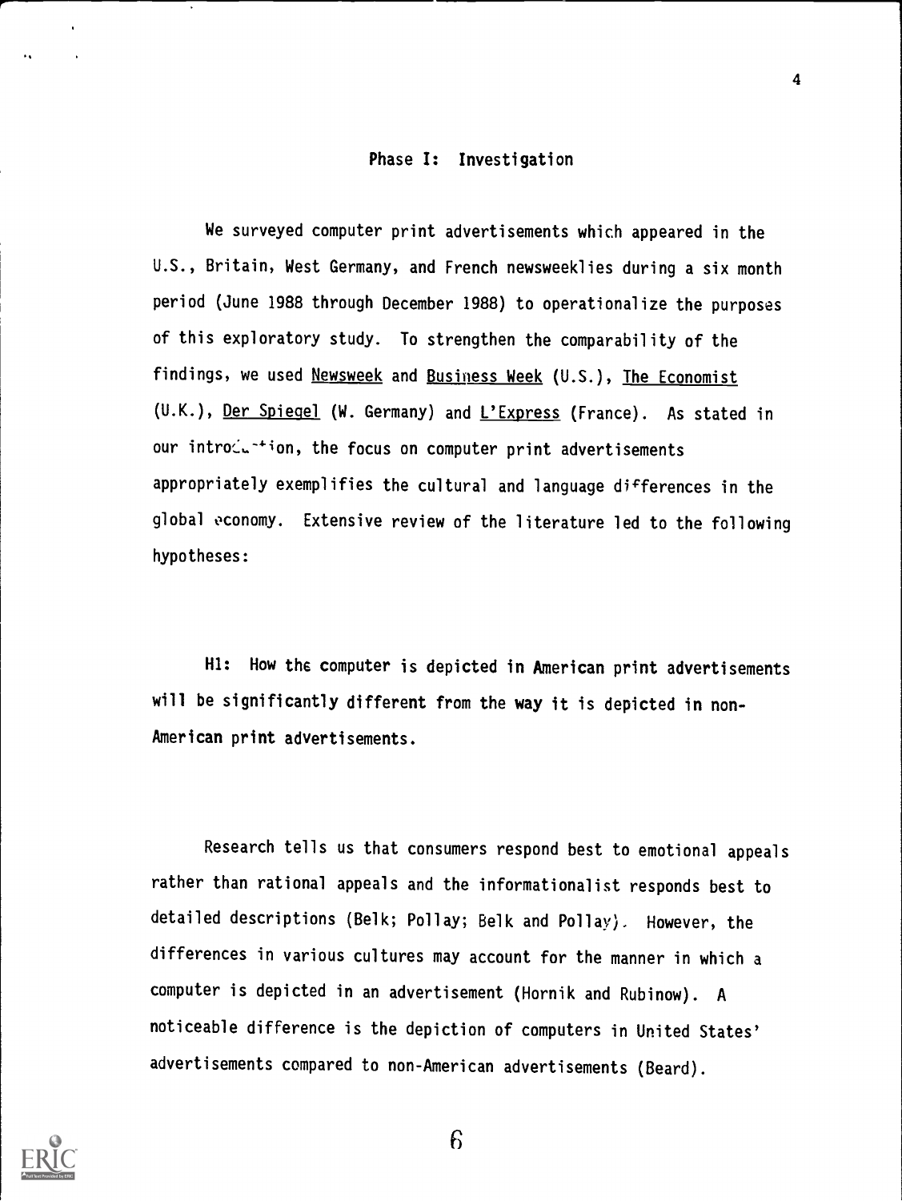## Phase I: Investigation

We surveyed computer print advertisements which appeared in the U.S., Britain, West Germany, and French newsweeklies during a six month period (June 1988 through December 1988) to operationalize the purposes of this exploratory study. To strengthen the comparability of the findings, we used Newsweek and Business Week (U.S.), The Economist (U.K.), Der Spiegel (W. Germany) and L'Express (France). As stated in our introduction, the focus on computer print advertisements appropriately exemplifies the cultural and language differences in the global economy. Extensive review of the literature led to the following hypotheses:

**H1: How the computer is depicted in American print advertisements will be significantly different from the way it is depicted in non-American print advertisements.**

Research tells us that consumers respond best to emotional appeals rather than rational appeals and the informationalist responds best to detailed descriptions (Belk; Pollay; Belk and Pollay). However, the differences in various cultures may account for the manner in which a computer is depicted in an advertisement (Hornik and Rubinow). A noticeable difference is the depiction of computers in United States' advertisements compared to non-American advertisements (Beard).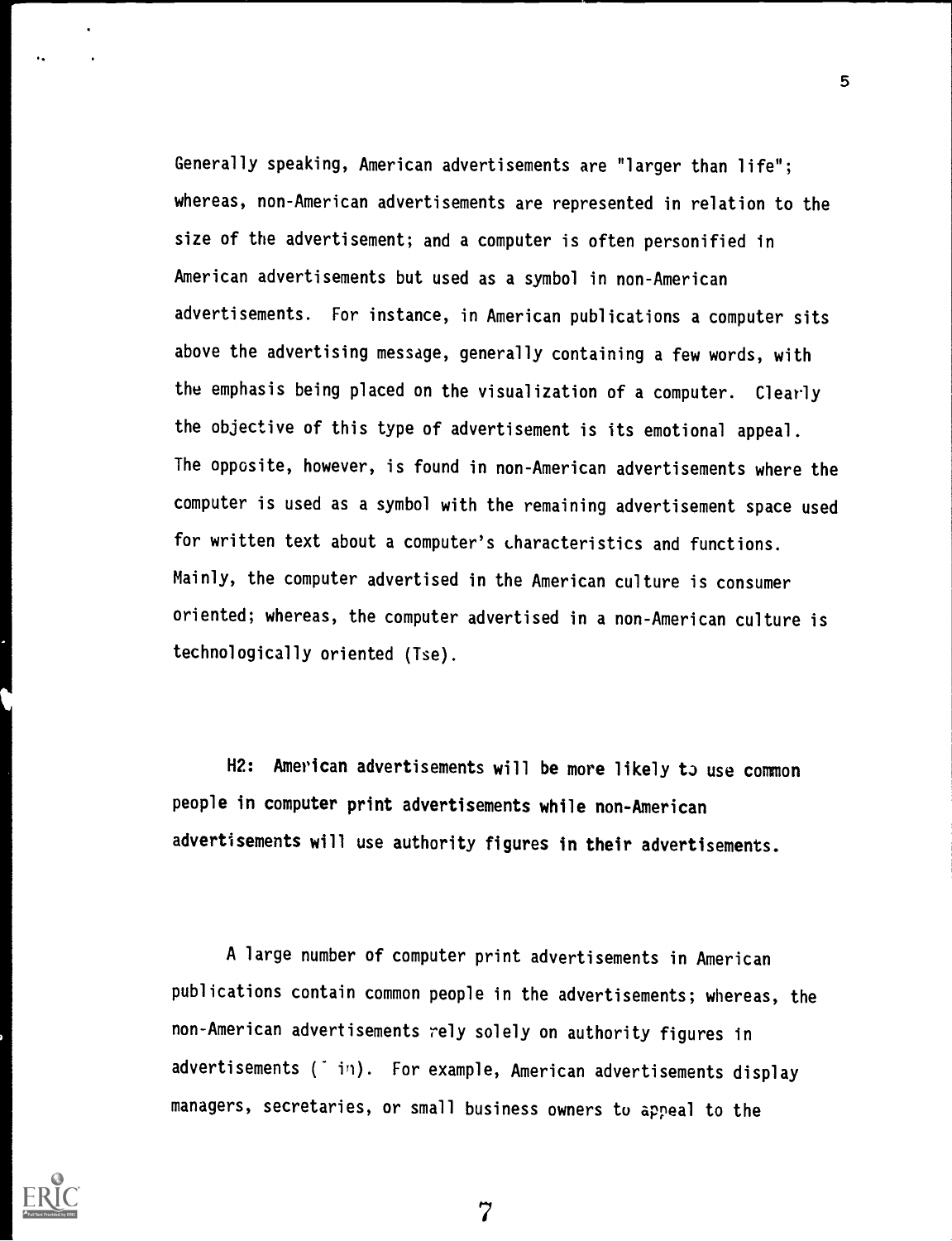Generally speaking, American advertisements are "larger than life"; whereas, non-American advertisements are represented in relation to the size of the advertisement; and a computer is often personified in American advertisements but used as a symbol in non-American advertisements. For instance, in American publications a computer sits above the advertising message, generally containing a few words, with the emphasis being placed on the visualization of a computer. Clearly the objective of this type of advertisement is its emotional appeal. The opposite, however, is found in non-American advertisements where the computer is used as a symbol with the remaining advertisement space used for written text about a computer's characteristics and functions. Mainly, the computer advertised in the American culture is consumer oriented; whereas, the computer advertised in a non-American culture is technologically oriented (Tse).

**H2: American advertisements will be more likely to use common people in computer print advertisements while non-American advertisements will use authority figures in their advertisements.**

A large number of computer print advertisements in American publications contain common people in the advertisements; whereas, the non-American advertisements rely solely on authority figures in advertisements (˜ in). For example, American advertisements display managers, secretaries, or small business owners to appeal to the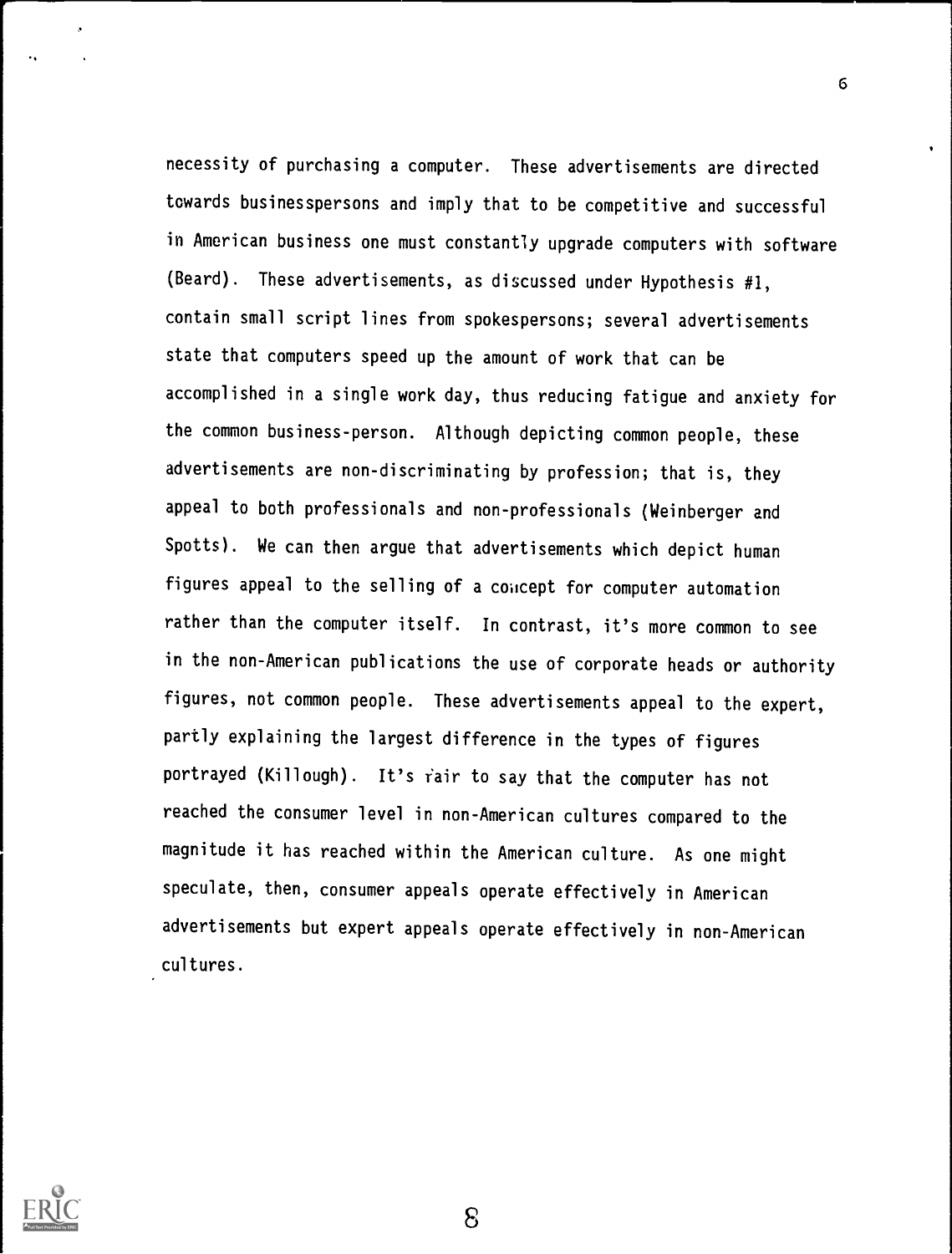necessity of purchasing a computer. These advertisements are directed towards businesspersons and imply that to be competitive and successful in American business one must constantly upgrade computers with software (Beard). These advertisements, as discussed under Hypothesis #1, contain small script lines from spokespersons; several advertisements state that computers speed up the amount of work that can be accomplished in a single work day, thus reducing fatigue and anxiety for the common business-person. Although depicting common people, these advertisements are non-discriminating by profession; that is, they appeal to both professionals and non-professionals (Weinberger and Spotts). We can then argue that advertisements which depict human figures appeal to the selling of a concept for computer automation rather than the computer itself. In contrast, it's more common to see in the non-American publications the use of corporate heads or authority figures, not common people. These advertisements appeal to the expert, partly explaining the largest difference in the types of figures portrayed (Killough). It's fair to say that the computer has not reached the consumer level in non-American cultures compared to the magnitude it has reached within the American culture. As one might speculate, then, consumer appeals operate effectively in American advertisements but expert appeals operate effectively in non-American cultures.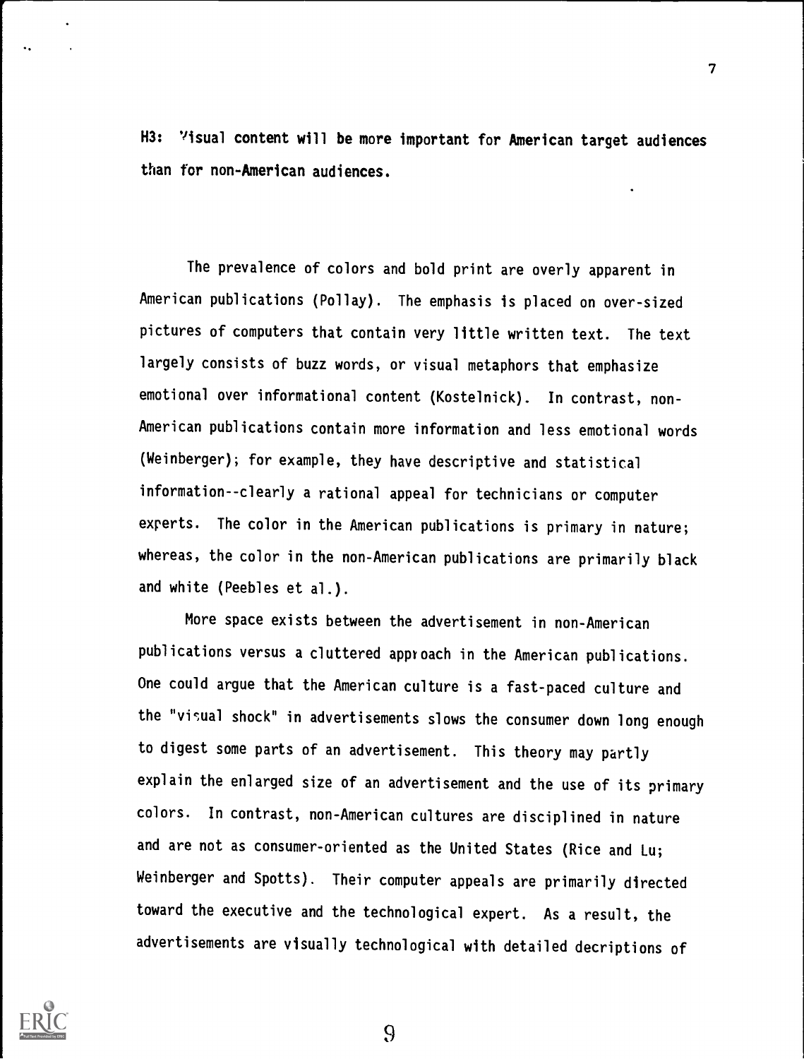**H3: Visual content will be more important for American target audiences than for non-American audiences.**

The prevalence of colors and bold print are overly apparent in American publications (Pollay). The emphasis is placed on over-sized pictures of computers that contain very little written text. The text largely consists of buzz words, or visual metaphors that emphasize emotional over informational content (Kostelnick). In contrast, non-American publications contain more information and less emotional words (Weinberger); for example, they have descriptive and statistical information--clearly a rational appeal for technicians or computer experts. The color in the American publications is primary in nature; whereas, the color in the non-American publications are primarily black and white (Peebles et al.).

More space exists between the advertisement in non-American publications versus a cluttered approach in the American publications. One could argue that the American culture is a fast-paced culture and the "visual shock" in advertisements slows the consumer down long enough to digest some parts of an advertisement. This theory may partly explain the enlarged size of an advertisement and the use of its primary colors. In contrast, non-American cultures are disciplined in nature and are not as consumer-oriented as the United States (Rice and Lu; Weinberger and Spotts). Their computer appeals are primarily directed toward the executive and the technological expert. As a result, the advertisements are visually technological with detailed decriptions of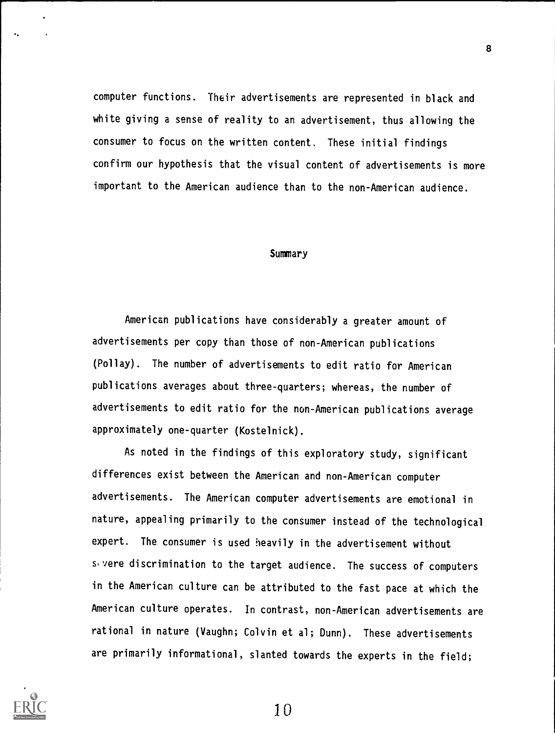computer functions. Their advertisements are represented in black and white giving a sense of reality to an advertisement, thus allowing the consumer to focus on the written content. These initial findings confirm our hypothesis that the visual content of advertisements is more important to the American audience than to the non-American audience.

## Summary

American publications have considerably a greater amount of advertisements per copy than those of non-American publications (Pollay). The number of advertisements to edit ratio for American publications averages about three-quarters; whereas, the number of advertisements to edit ratio for the non-American publications average approximately one-quarter (Kostelnick).

As noted in the findings of this exploratory study, significant differences exist between the American and non-American computer advertisements. The American computer advertisements are emotional in nature, appealing primarily to the consumer instead of the technological expert. The consumer is used heavily in the advertisement without severe discrimination to the target audience. The success of computers in the American culture can be attributed to the fast pace at which the American culture operates. In contrast, non-American advertisements are rational in nature (Vaughn; Colvin et al; Dunn). These advertisements are primarily informational, slanted towards the experts in the field;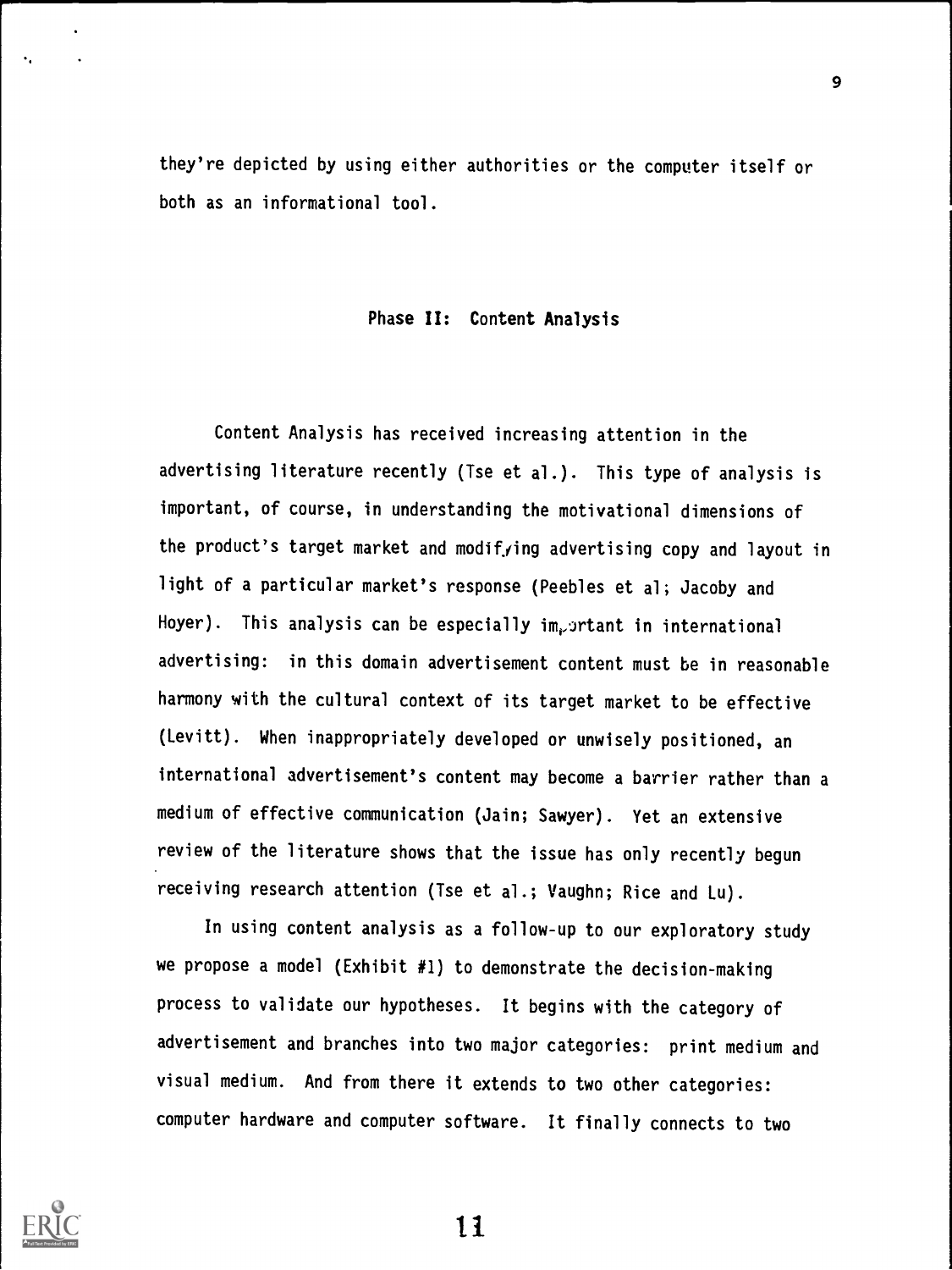they're depicted by using either authorities or the computer itself or both as an informational tool.

## Phase II: Content Analysis

Content Analysis has received increasing attention in the advertising literature recently (Tse et al.). This type of analysis is important, of course, in understanding the motivational dimensions of the product's target market and modifying advertising copy and layout in light of a particular market's response (Peebles et al; Jacoby and Hoyer). This analysis can be especially important in international advertising: in this domain advertisement content must be in reasonable harmony with the cultural context of its target market to be effective (Levitt). When inappropriately developed or unwisely positioned, an international advertisement's content may become a barrier rather than a medium of effective communication (Jain; Sawyer). Yet an extensive review of the literature shows that the issue has only recently begun receiving research attention (Tse et al.; Vaughn; Rice and Lu).

In using content analysis as a follow-up to our exploratory study we propose a model (Exhibit #1) to demonstrate the decision-making process to validate our hypotheses. It begins with the category of advertisement and branches into two major categories: print medium and visual medium. And from there it extends to two other categories: computer hardware and computer software. It finally connects to two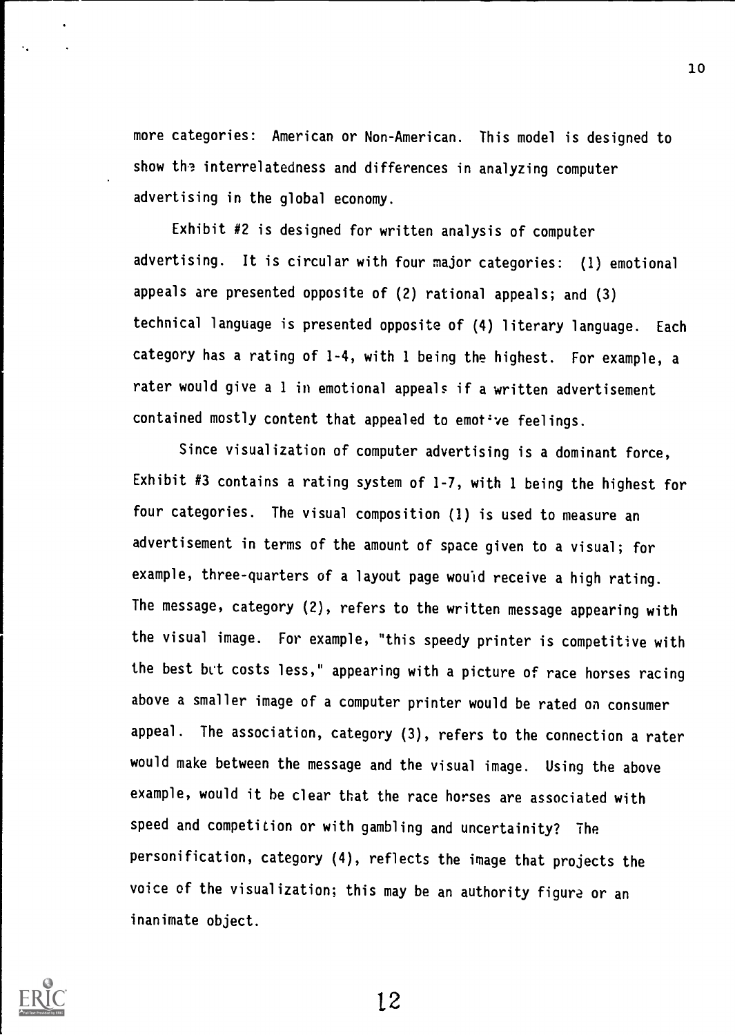more categories: American or Non-American. This model is designed to show the interrelatedness and differences in analyzing computer advertising in the global economy.

Exhibit #2 is designed for written analysis of computer advertising. It is circular with four major categories: (1) emotional appeals are presented opposite of (2) rational appeals; and (3) technical language is presented opposite of (4) literary language. Each category has a rating of 1-4, with 1 being the highest. For example, a rater would give a 1 in emotional appeals if a written advertisement contained mostly content that appealed to emotive feelings.

Since visualization of computer advertising is a dominant force, Exhibit #3 contains a rating system of 1-7, with 1 being the highest for four categories. The visual composition (1) is used to measure an advertisement in terms of the amount of space given to a visual; for example, three-quarters of a layout page would receive a high rating. The message, category (2), refers to the written message appearing with the visual image. For example, "this speedy printer is competitive with the best but costs less," appearing with a picture of race horses racing above a smaller image of a computer printer would be rated on consumer appeal. The association, category (3), refers to the connection a rater would make between the message and the visual image. Using the above example, would it be clear that the race horses are associated with speed and competition or with gambling and uncertainity? The personification, category (4), reflects the image that projects the voice of the visualization; this may be an authority figure or an inanimate object.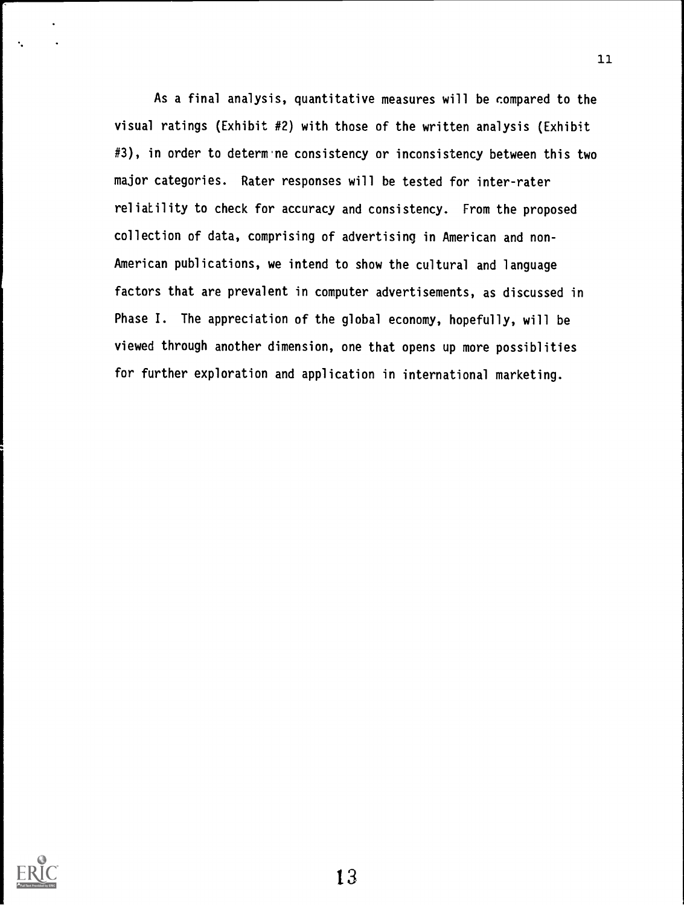As a final analysis, quantitative measures will be compared to the visual ratings (Exhibit #2) with those of the written analysis (Exhibit #3), in order to determine consistency or inconsistency between this two major categories. Rater responses will be tested for inter-rater reliability to check for accuracy and consistency. From the proposed collection of data, comprising of advertising in American and non-American publications, we intend to show the cultural and language factors that are prevalent in computer advertisements, as discussed in Phase I. The appreciation of the global economy, hopefully, will be viewed through another dimension, one that opens up more possiblities for further exploration and application in international marketing.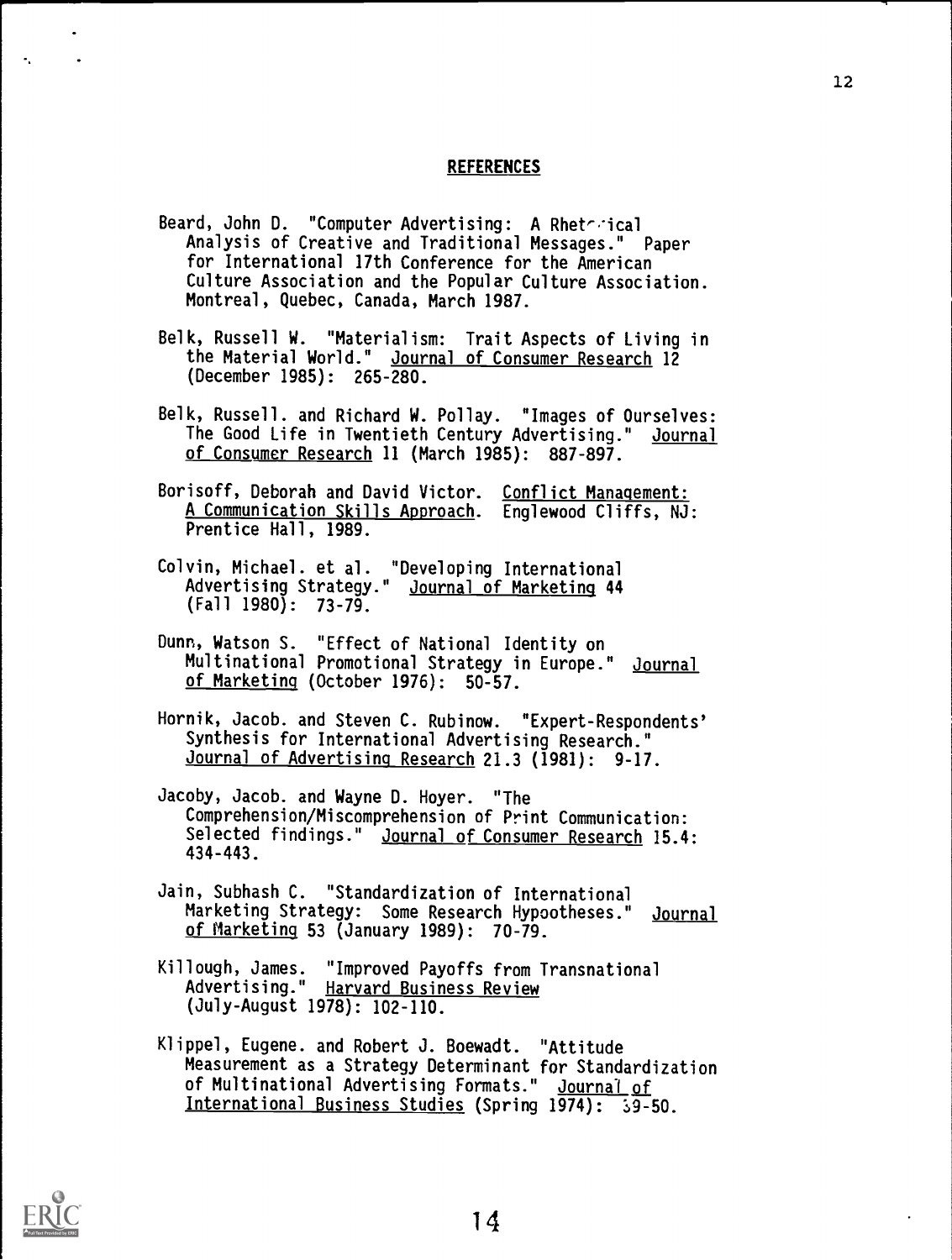## REFERENCES

Beard, John D. "Computer Advertising: A Rhetorical Analysis of Creative and Traditional Messages." Paper for International 17th Conference for the American Culture Association and the Popular Culture Association. Montreal, Quebec, Canada, March 1987.

Belk, Russell W. "Materialism: Trait Aspects of Living in the Material World." Journal of Consumer Research 12 (December 1985): 265-280.

Belk, Russell. and Richard W. Pollay. "Images of Ourselves: The Good Life in Twentieth Century Advertising." Journal of Consumer Research 11 (March 1985): 887-897.

Borisoff, Deborah and David Victor. Conflict Management: A Communication Skills Approach. Englewood Cliffs, NJ: Prentice Hall, 1989.

Colvin, Michael. et al. "Developing International Advertising Strategy." Journal of Marketing 44 (Fall 1980): 73-79.

Dunn, Watson S. "Effect of National Identity on Multinational Promotional Strategy in Europe." Journal of Marketing (October 1976): 50-57.

Hornik, Jacob. and Steven C. Rubinow. "Expert-Respondents' Synthesis for International Advertising Research." Journal of Advertising Research 21.3 (1981): 9-17.

Jacoby, Jacob. and Wayne D. Hoyer. "The Comprehension/Miscomprehension of Print Communication: Selected findings." Journal of Consumer Research 15.4: 434-443.

Jain, Subhash C. "Standardization of International Marketing Strategy: Some Research Hypootheses." Journal of Marketing 53 (January 1989): 70-79.

Killough, James. "Improved Payoffs from Transnational Advertising." Harvard Business Review (July-August 1978): 102-110.

Klippel, Eugene. and Robert J. Boewadt. "Attitude Measurement as a Strategy Determinant for Standardization of Multinational Advertising Formats." Journal of International Business Studies (Spring 1974): 39-50.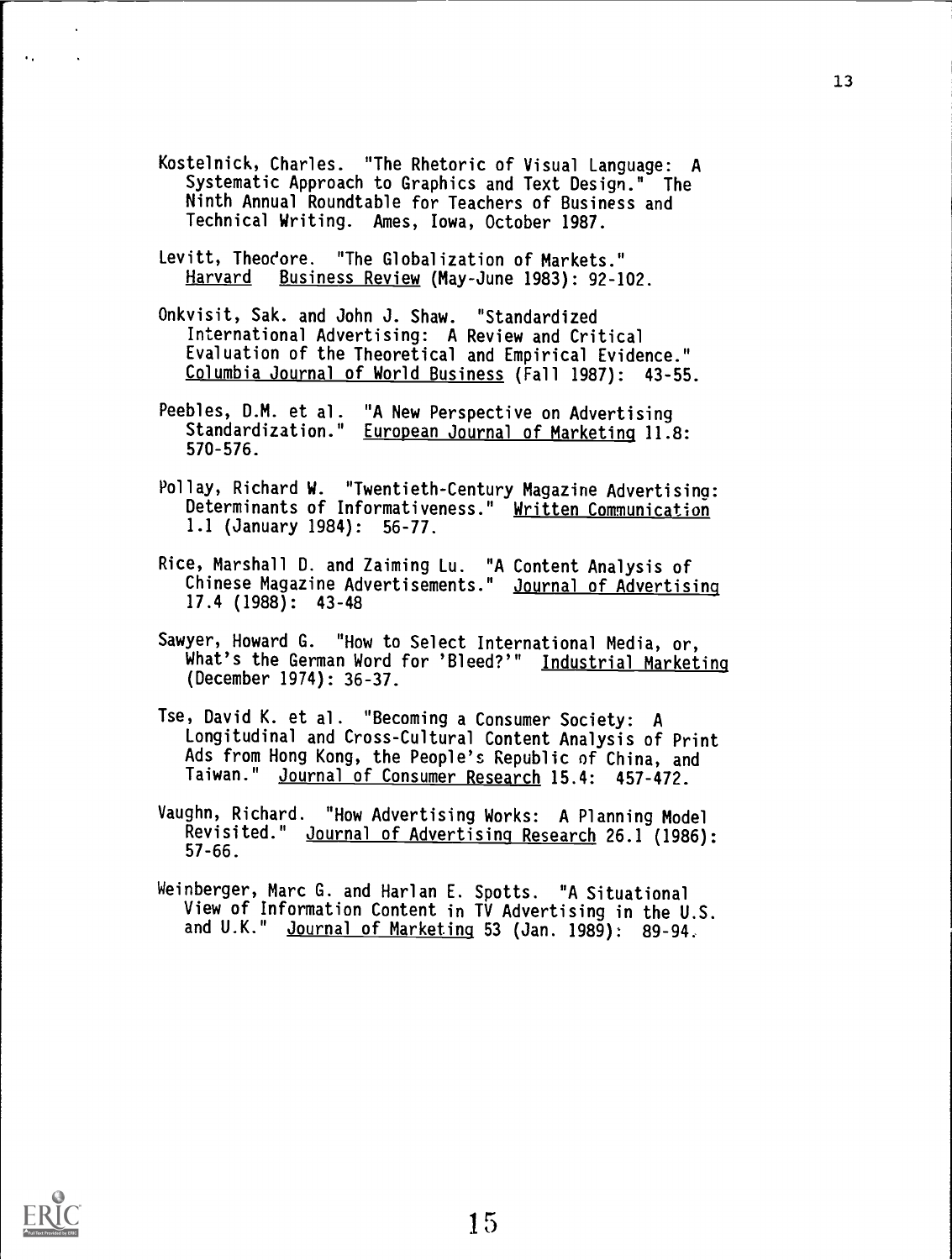Kostelnick, Charles. "The Rhetoric of Visual Language: A Systematic Approach to Graphics and Text Design." The Ninth Annual Roundtable for Teachers of Business and Technical Writing. Ames, Iowa, October 1987.

Levitt, Theodore. "The Globalization of Markets." Harvard Business Review (May-June 1983): 92-102.

Onkvisit, Sak. and John J. Shaw. "Standardized International Advertising: A Review and Critical Evaluation of the Theoretical and Empirical Evidence." Columbia Journal of World Business (Fall 1987): 43-55.

Peebles, D.M. et al. "A New Perspective on Advertising Standardization." European Journal of Marketing 11.8: 570-576.

Pollay, Richard W. "Twentieth-Century Magazine Advertising: Determinants of Informativeness." Written Communication 1.1 (January 1984): 56-77.

Rice, Marshall D. and Zaiming Lu. "A Content Analysis of Chinese Magazine Advertisements." Journal of Advertising 17.4 (1988): 43-48

Sawyer, Howard G. "How to Select International Media, or, What's the German Word for 'Bleed?'" Industrial Marketing (December 1974): 36-37.

Tse, David K. et al. "Becoming a Consumer Society: A Longitudinal and Cross-Cultural Content Analysis of Print Ads from Hong Kong, the People's Republic of China, and Taiwan." Journal of Consumer Research 15.4: 457-472.

Vaughn, Richard. "How Advertising Works: A Planning Model Revisited." Journal of Advertising Research 26.1 (1986): 57-66.

Weinberger, Marc G. and Harlan E. Spotts. "A Situational View of Information Content in TV Advertising in the U.S. and U.K." Journal of Marketing 53 (Jan. 1989): 89-94.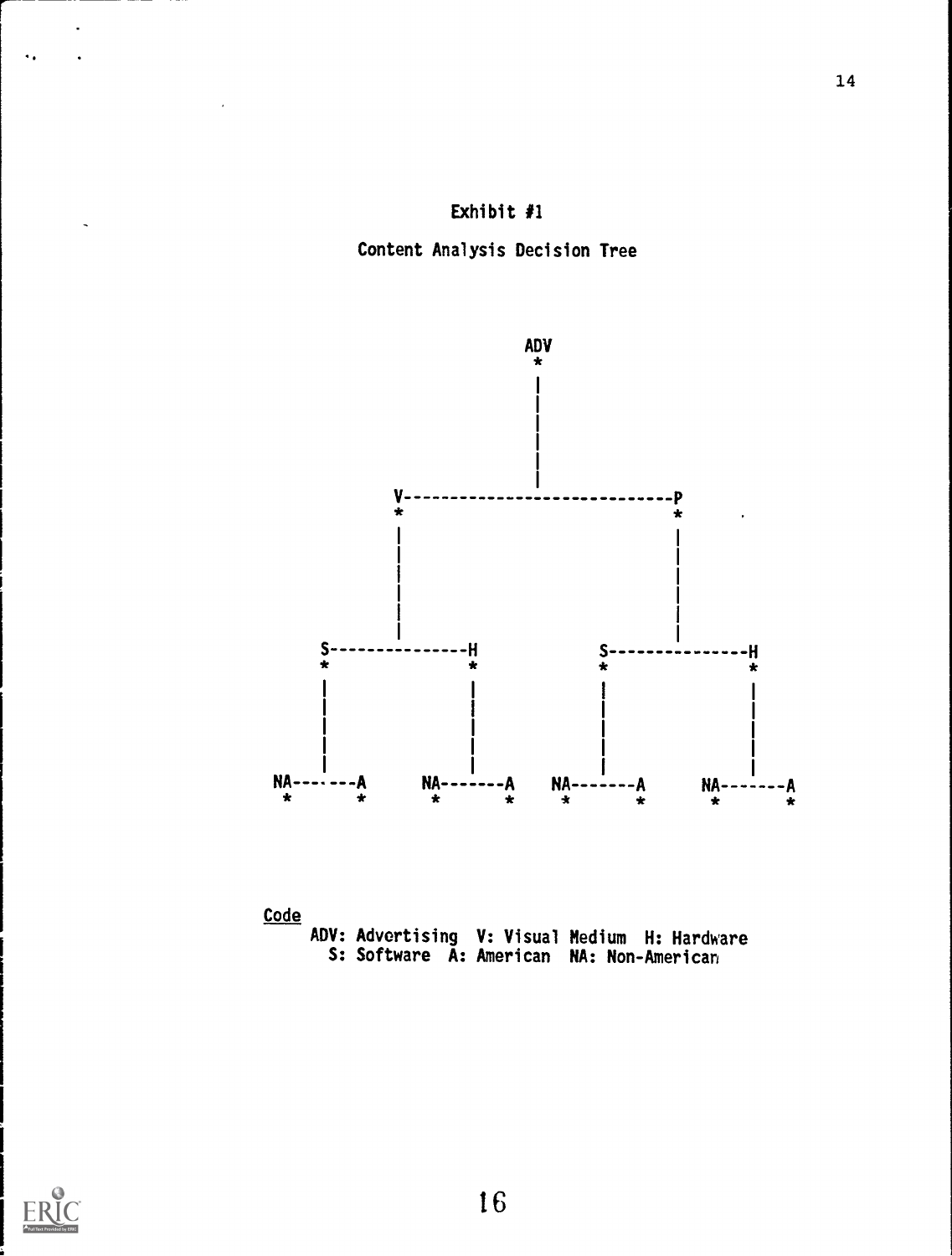Exhibit #1

Content Analysis Decision Tree

```
                              ADV
                               *
                               |
                               |
                               |
                               |
            V----------------------------------P
            *                                  *
            |                                  |
            |                                  |
            |                                  |
     S--------------H                   S--------------H
     *              *                   *              *
     |              |                   |              |
     |              |                   |              |
     |              |                   |              |
NA-------A     NA-------A         NA-------A     NA-------A
*        *     *        *         *        *     *        *
```

Code

ADV: Advertising  V: Visual Medium  H: Hardware
S: Software  A: American  NA: Non-American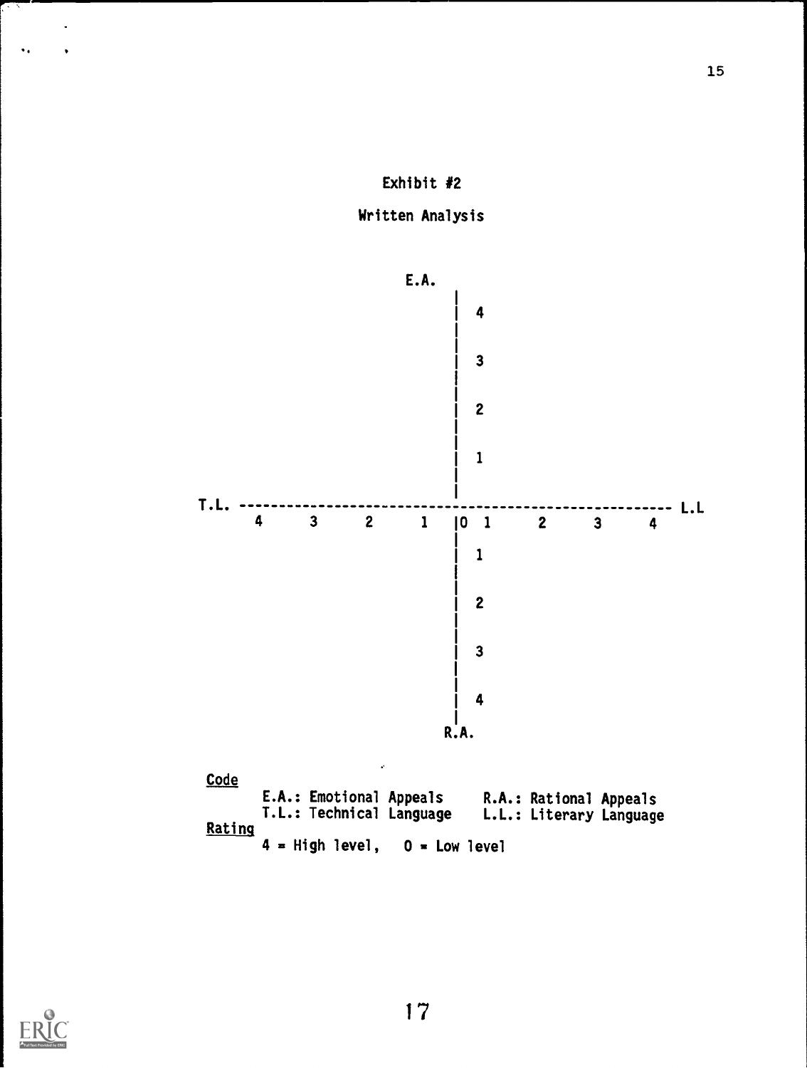Exhibit #2

Written Analysis

```
                         E.A.
                           |
                           |  4
                           |
                           |  3
                           |
                           |  2
                           |
                           |  1
                           |
T.L. ----------------------+---------------------- L.L
      4     3     2     1  |0  1     2     3     4
                           |
                           |  1
                           |
                           |  2
                           |
                           |  3
                           |
                           |  4
                           |
                          R.A.
```

**Code**

E.A.: Emotional Appeals    R.A.: Rational Appeals
T.L.: Technical Language    L.L.: Literary Language

**Rating**

4 = High level,   0 = Low level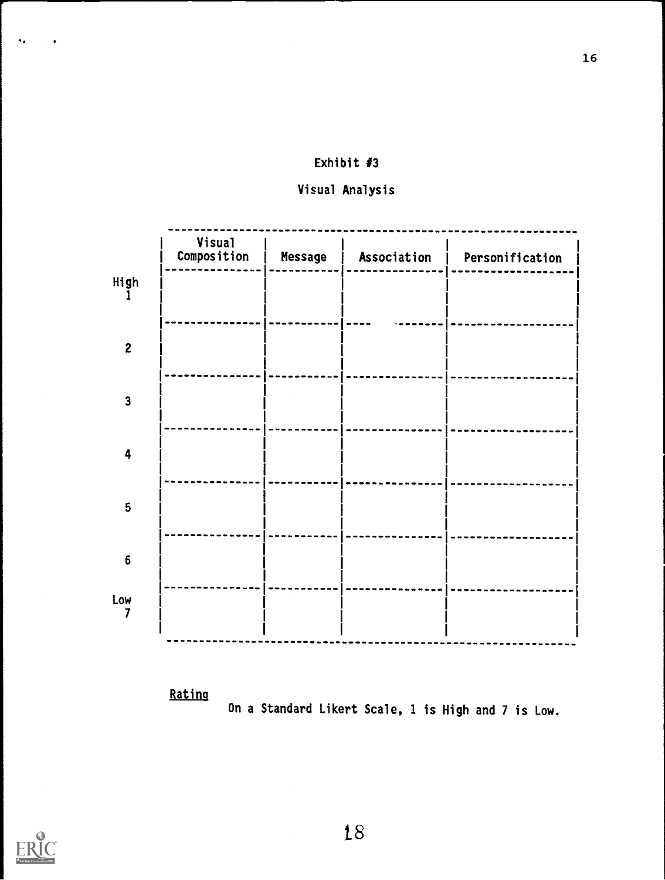## Exhibit #3

### Visual Analysis

| | Visual Composition | Message | Association | Personification |
|---|---|---|---|---|
| High 1 | | | | |
| 2 | | | | |
| 3 | | | | |
| 4 | | | | |
| 5 | | | | |
| 6 | | | | |
| Low 7 | | | | |

<u>Rating</u>

On a Standard Likert Scale, 1 is High and 7 is Low.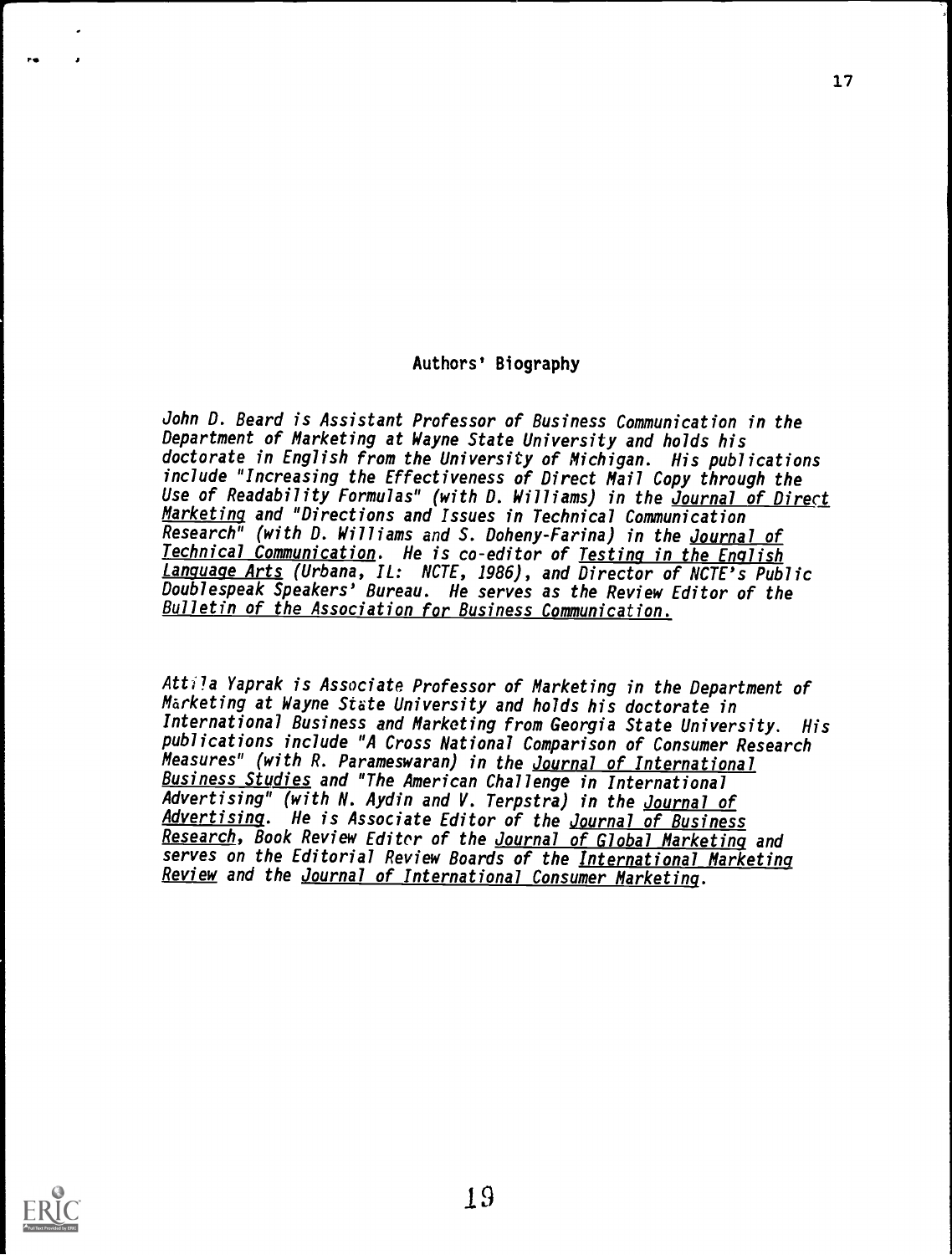## Authors' Biography

*John D. Beard is Assistant Professor of Business Communication in the Department of Marketing at Wayne State University and holds his doctorate in English from the University of Michigan. His publications include "Increasing the Effectiveness of Direct Mail Copy through the Use of Readability Formulas" (with D. Williams) in the Journal of Direct Marketing and "Directions and Issues in Technical Communication Research" (with D. Williams and S. Doheny-Farina) in the Journal of Technical Communication. He is co-editor of Testing in the English Language Arts (Urbana, IL: NCTE, 1986), and Director of NCTE's Public Doublespeak Speakers' Bureau. He serves as the Review Editor of the Bulletin of the Association for Business Communication.*

*Attila Yaprak is Associate Professor of Marketing in the Department of Marketing at Wayne State University and holds his doctorate in International Business and Marketing from Georgia State University. His publications include "A Cross National Comparison of Consumer Research Measures" (with R. Parameswaran) in the Journal of International Business Studies and "The American Challenge in International Advertising" (with N. Aydin and V. Terpstra) in the Journal of Advertising. He is Associate Editor of the Journal of Business Research, Book Review Editor of the Journal of Global Marketing and serves on the Editorial Review Boards of the International Marketing Review and the Journal of International Consumer Marketing.*